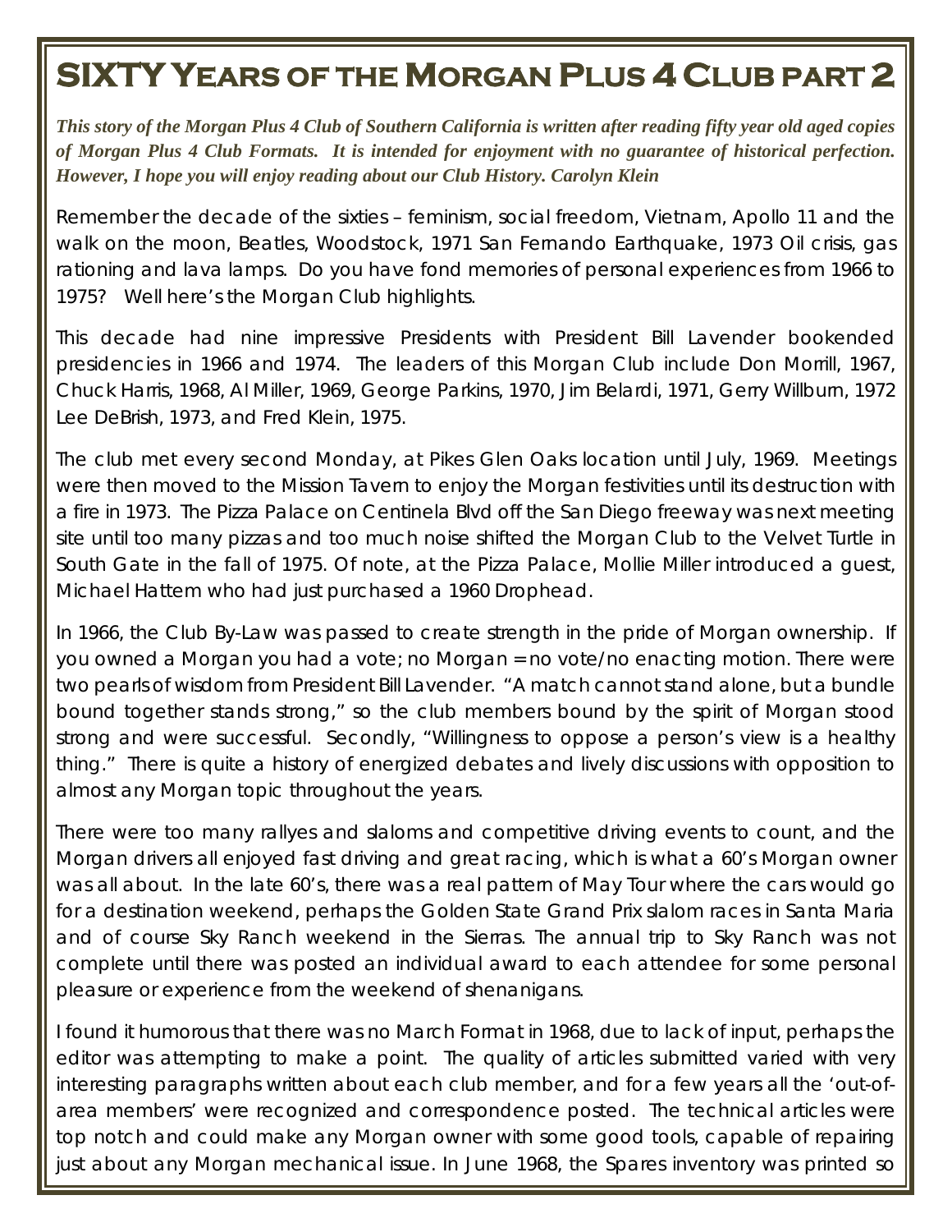# SIXTY Years of the Morgan Plus 4 Club part 2

***This story of the Morgan Plus 4 Club of Southern California is written after reading fifty year old aged copies of Morgan Plus 4 Club Formats. It is intended for enjoyment with no guarantee of historical perfection. However, I hope you will enjoy reading about our Club History. Carolyn Klein***

Remember the decade of the sixties – feminism, social freedom, Vietnam, Apollo 11 and the walk on the moon, Beatles, Woodstock, 1971 San Fernando Earthquake, 1973 Oil crisis, gas rationing and lava lamps. Do you have fond memories of personal experiences from 1966 to 1975? Well here's the Morgan Club highlights.

This decade had nine impressive Presidents with President Bill Lavender bookended presidencies in 1966 and 1974. The leaders of this Morgan Club include Don Morrill, 1967, Chuck Harris, 1968, Al Miller, 1969, George Parkins, 1970, Jim Belardi, 1971, Gerry Willburn, 1972 Lee DeBrish, 1973, and Fred Klein, 1975.

The club met every second Monday, at Pikes Glen Oaks location until July, 1969. Meetings were then moved to the Mission Tavern to enjoy the Morgan festivities until its destruction with a fire in 1973. The Pizza Palace on Centinela Blvd off the San Diego freeway was next meeting site until too many pizzas and too much noise shifted the Morgan Club to the Velvet Turtle in South Gate in the fall of 1975. Of note, at the Pizza Palace, Mollie Miller introduced a guest, Michael Hattem who had just purchased a 1960 Drophead.

In 1966, the Club By-Law was passed to create strength in the pride of Morgan ownership. If you owned a Morgan you had a vote; no Morgan = no vote/no enacting motion. There were two pearls of wisdom from President Bill Lavender. "A match cannot stand alone, but a bundle bound together stands strong," so the club members bound by the spirit of Morgan stood strong and were successful. Secondly, "Willingness to oppose a person's view is a healthy thing." There is quite a history of energized debates and lively discussions with opposition to almost any Morgan topic throughout the years.

There were too many rallyes and slaloms and competitive driving events to count, and the Morgan drivers all enjoyed fast driving and great racing, which is what a 60's Morgan owner was all about. In the late 60's, there was a real pattern of May Tour where the cars would go for a destination weekend, perhaps the Golden State Grand Prix slalom races in Santa Maria and of course Sky Ranch weekend in the Sierras. The annual trip to Sky Ranch was not complete until there was posted an individual award to each attendee for some personal pleasure or experience from the weekend of shenanigans.

I found it humorous that there was no March Format in 1968, due to lack of input, perhaps the editor was attempting to make a point. The quality of articles submitted varied with very interesting paragraphs written about each club member, and for a few years all the 'out-of-area members' were recognized and correspondence posted. The technical articles were top notch and could make any Morgan owner with some good tools, capable of repairing just about any Morgan mechanical issue. In June 1968, the Spares inventory was printed so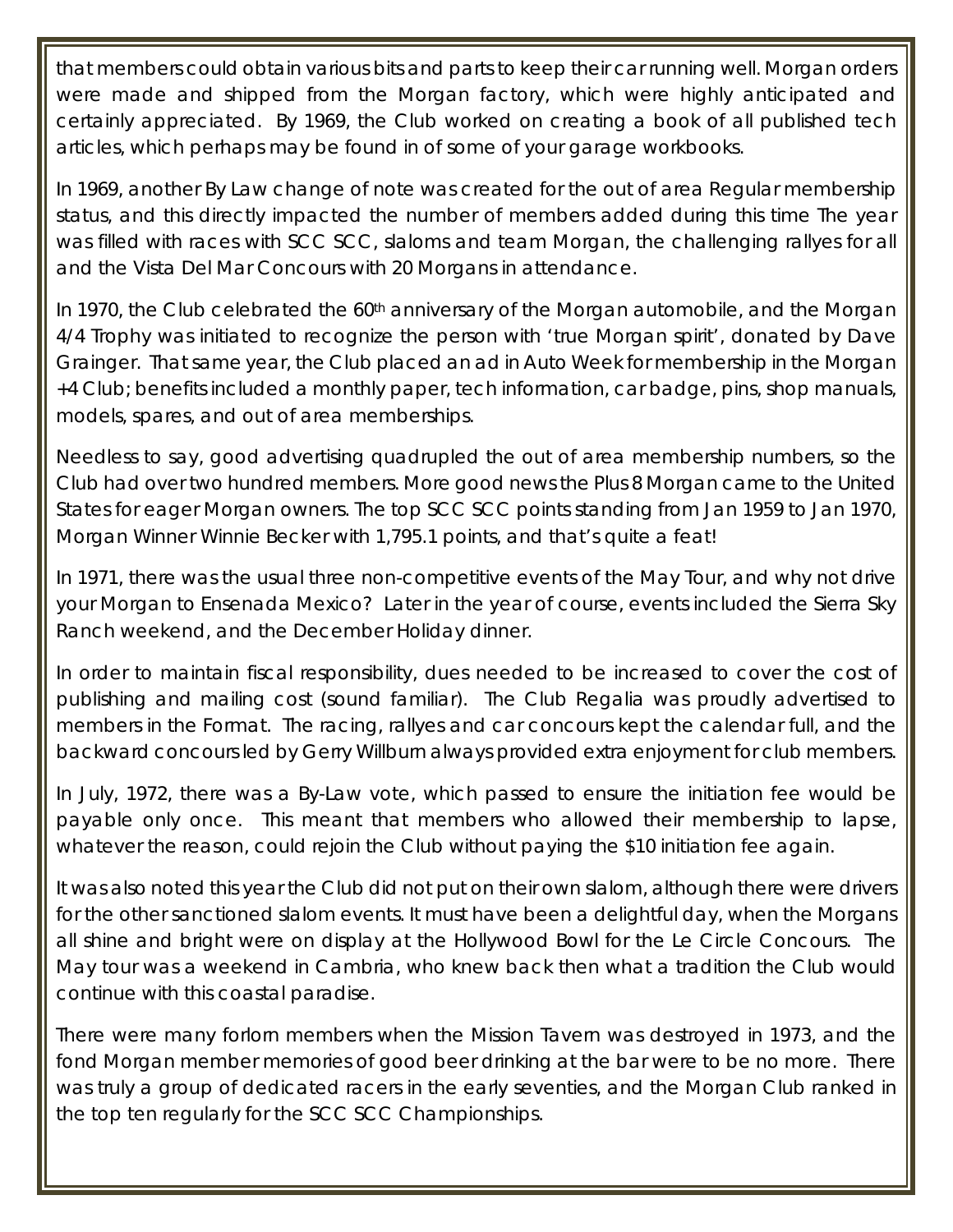that members could obtain various bits and parts to keep their car running well. Morgan orders were made and shipped from the Morgan factory, which were highly anticipated and certainly appreciated. By 1969, the Club worked on creating a book of all published tech articles, which perhaps may be found in of some of your garage workbooks.

In 1969, another By Law change of note was created for the out of area Regular membership status, and this directly impacted the number of members added during this time The year was filled with races with SCC SCC, slaloms and team Morgan, the challenging rallyes for all and the Vista Del Mar Concours with 20 Morgans in attendance.

In 1970, the Club celebrated the 60th anniversary of the Morgan automobile, and the Morgan 4/4 Trophy was initiated to recognize the person with 'true Morgan spirit', donated by Dave Grainger. That same year, the Club placed an ad in Auto Week for membership in the Morgan +4 Club; benefits included a monthly paper, tech information, car badge, pins, shop manuals, models, spares, and out of area memberships.

Needless to say, good advertising quadrupled the out of area membership numbers, so the Club had over two hundred members. More good news the Plus 8 Morgan came to the United States for eager Morgan owners. The top SCC SCC points standing from Jan 1959 to Jan 1970, Morgan Winner Winnie Becker with 1,795.1 points, and that's quite a feat!

In 1971, there was the usual three non-competitive events of the May Tour, and why not drive your Morgan to Ensenada Mexico? Later in the year of course, events included the Sierra Sky Ranch weekend, and the December Holiday dinner.

In order to maintain fiscal responsibility, dues needed to be increased to cover the cost of publishing and mailing cost (sound familiar). The Club Regalia was proudly advertised to members in the Format. The racing, rallyes and car concours kept the calendar full, and the backward concours led by Gerry Willburn always provided extra enjoyment for club members.

In July, 1972, there was a By-Law vote, which passed to ensure the initiation fee would be payable only once. This meant that members who allowed their membership to lapse, whatever the reason, could rejoin the Club without paying the $10 initiation fee again.

It was also noted this year the Club did not put on their own slalom, although there were drivers for the other sanctioned slalom events. It must have been a delightful day, when the Morgans all shine and bright were on display at the Hollywood Bowl for the Le Circle Concours. The May tour was a weekend in Cambria, who knew back then what a tradition the Club would continue with this coastal paradise.

There were many forlorn members when the Mission Tavern was destroyed in 1973, and the fond Morgan member memories of good beer drinking at the bar were to be no more. There was truly a group of dedicated racers in the early seventies, and the Morgan Club ranked in the top ten regularly for the SCC SCC Championships.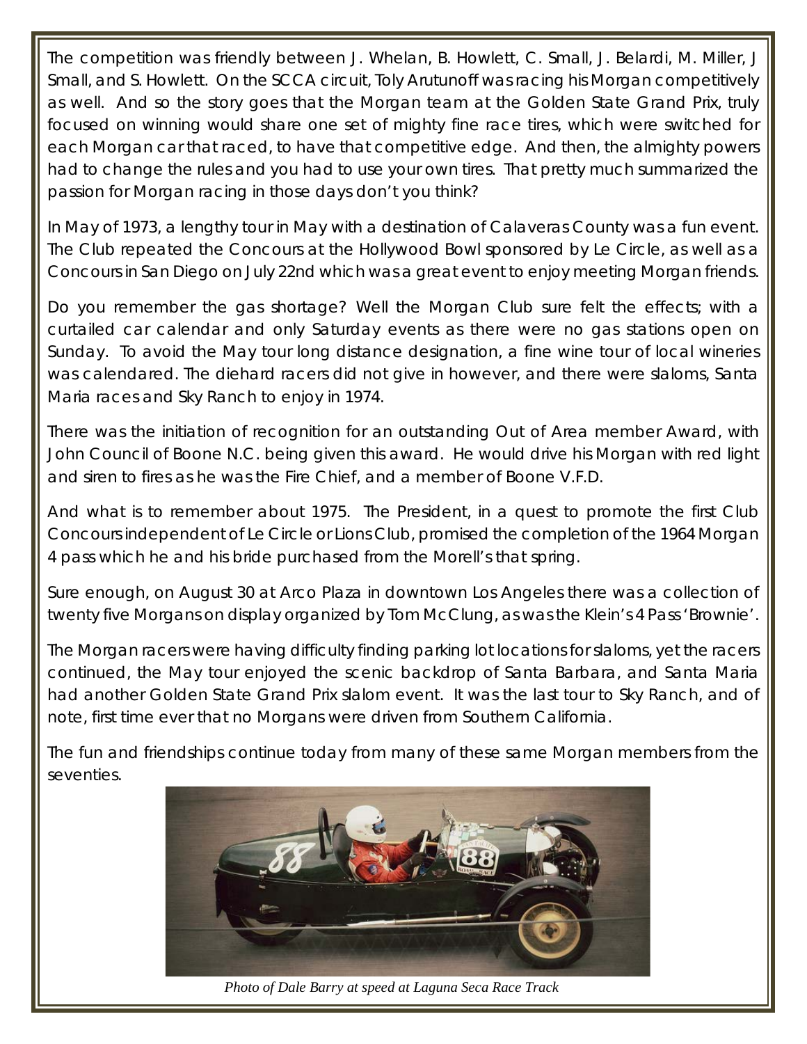The competition was friendly between J. Whelan, B. Howlett, C. Small, J. Belardi, M. Miller, J Small, and S. Howlett. On the SCCA circuit, Toly Arutunoff was racing his Morgan competitively as well. And so the story goes that the Morgan team at the Golden State Grand Prix, truly focused on winning would share one set of mighty fine race tires, which were switched for each Morgan car that raced, to have that competitive edge. And then, the almighty powers had to change the rules and you had to use your own tires. That pretty much summarized the passion for Morgan racing in those days don't you think?

In May of 1973, a lengthy tour in May with a destination of Calaveras County was a fun event. The Club repeated the Concours at the Hollywood Bowl sponsored by Le Circle, as well as a Concours in San Diego on July 22nd which was a great event to enjoy meeting Morgan friends.

Do you remember the gas shortage? Well the Morgan Club sure felt the effects; with a curtailed car calendar and only Saturday events as there were no gas stations open on Sunday. To avoid the May tour long distance designation, a fine wine tour of local wineries was calendared. The diehard racers did not give in however, and there were slaloms, Santa Maria races and Sky Ranch to enjoy in 1974.

There was the initiation of recognition for an outstanding Out of Area member Award, with John Council of Boone N.C. being given this award. He would drive his Morgan with red light and siren to fires as he was the Fire Chief, and a member of Boone V.F.D.

And what is to remember about 1975. The President, in a quest to promote the first Club Concours independent of Le Circle or Lions Club, promised the completion of the 1964 Morgan 4 pass which he and his bride purchased from the Morell's that spring.

Sure enough, on August 30 at Arco Plaza in downtown Los Angeles there was a collection of twenty five Morgans on display organized by Tom McClung, as was the Klein's 4 Pass 'Brownie'.

The Morgan racers were having difficulty finding parking lot locations for slaloms, yet the racers continued, the May tour enjoyed the scenic backdrop of Santa Barbara, and Santa Maria had another Golden State Grand Prix slalom event. It was the last tour to Sky Ranch, and of note, first time ever that no Morgans were driven from Southern California.

The fun and friendships continue today from many of these same Morgan members from the seventies.

*Photo of Dale Barry at speed at Laguna Seca Race Track*